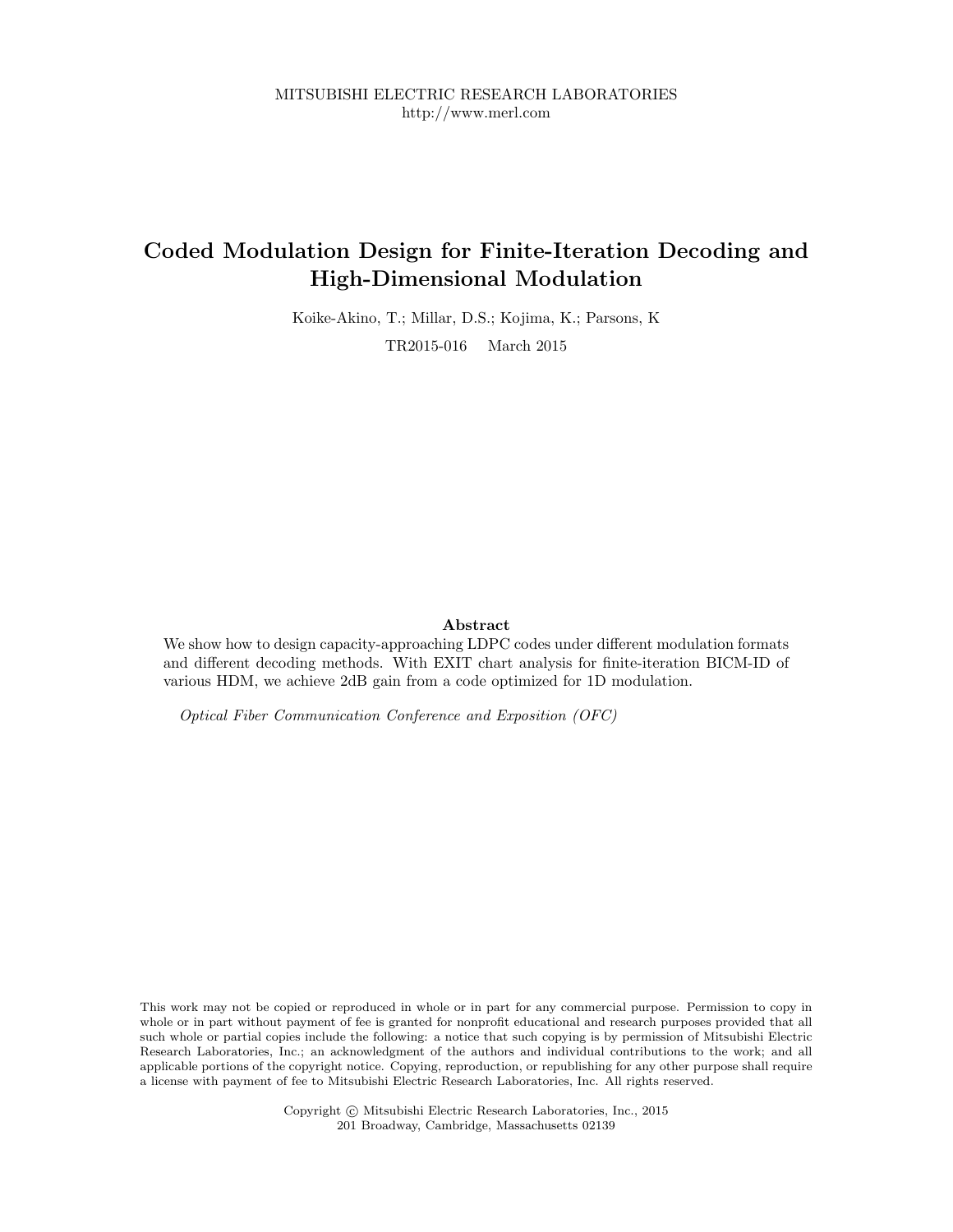MITSUBISHI ELECTRIC RESEARCH LABORATORIES
http://www.merl.com

# Coded Modulation Design for Finite-Iteration Decoding and High-Dimensional Modulation

Koike-Akino, T.; Millar, D.S.; Kojima, K.; Parsons, K

TR2015-016 March 2015

### Abstract

We show how to design capacity-approaching LDPC codes under different modulation formats and different decoding methods. With EXIT chart analysis for finite-iteration BICM-ID of various HDM, we achieve 2dB gain from a code optimized for 1D modulation.

*Optical Fiber Communication Conference and Exposition (OFC)*

This work may not be copied or reproduced in whole or in part for any commercial purpose. Permission to copy in whole or in part without payment of fee is granted for nonprofit educational and research purposes provided that all such whole or partial copies include the following: a notice that such copying is by permission of Mitsubishi Electric Research Laboratories, Inc.; an acknowledgment of the authors and individual contributions to the work; and all applicable portions of the copyright notice. Copying, reproduction, or republishing for any other purpose shall require a license with payment of fee to Mitsubishi Electric Research Laboratories, Inc. All rights reserved.

Copyright © Mitsubishi Electric Research Laboratories, Inc., 2015
201 Broadway, Cambridge, Massachusetts 02139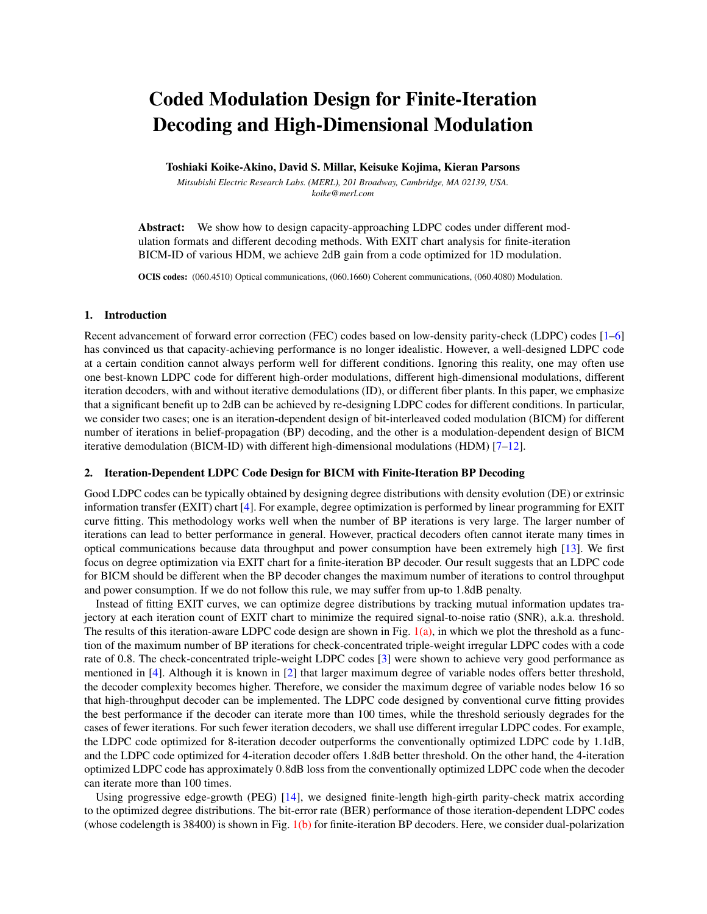# Coded Modulation Design for Finite-Iteration Decoding and High-Dimensional Modulation

**Toshiaki Koike-Akino, David S. Millar, Keisuke Kojima, Kieran Parsons**

*Mitsubishi Electric Research Labs. (MERL), 201 Broadway, Cambridge, MA 02139, USA.*
*koike@merl.com*

**Abstract:** We show how to design capacity-approaching LDPC codes under different modulation formats and different decoding methods. With EXIT chart analysis for finite-iteration BICM-ID of various HDM, we achieve 2dB gain from a code optimized for 1D modulation.

**OCIS codes:** (060.4510) Optical communications, (060.1660) Coherent communications, (060.4080) Modulation.

## 1. Introduction

Recent advancement of forward error correction (FEC) codes based on low-density parity-check (LDPC) codes [1–6] has convinced us that capacity-achieving performance is no longer idealistic. However, a well-designed LDPC code at a certain condition cannot always perform well for different conditions. Ignoring this reality, one may often use one best-known LDPC code for different high-order modulations, different high-dimensional modulations, different iteration decoders, with and without iterative demodulations (ID), or different fiber plants. In this paper, we emphasize that a significant benefit up to 2dB can be achieved by re-designing LDPC codes for different conditions. In particular, we consider two cases; one is an iteration-dependent design of bit-interleaved coded modulation (BICM) for different number of iterations in belief-propagation (BP) decoding, and the other is a modulation-dependent design of BICM iterative demodulation (BICM-ID) with different high-dimensional modulations (HDM) [7–12].

## 2. Iteration-Dependent LDPC Code Design for BICM with Finite-Iteration BP Decoding

Good LDPC codes can be typically obtained by designing degree distributions with density evolution (DE) or extrinsic information transfer (EXIT) chart [4]. For example, degree optimization is performed by linear programming for EXIT curve fitting. This methodology works well when the number of BP iterations is very large. The larger number of iterations can lead to better performance in general. However, practical decoders often cannot iterate many times in optical communications because data throughput and power consumption have been extremely high [13]. We first focus on degree optimization via EXIT chart for a finite-iteration BP decoder. Our result suggests that an LDPC code for BICM should be different when the BP decoder changes the maximum number of iterations to control throughput and power consumption. If we do not follow this rule, we may suffer from up-to 1.8dB penalty.

Instead of fitting EXIT curves, we can optimize degree distributions by tracking mutual information updates trajectory at each iteration count of EXIT chart to minimize the required signal-to-noise ratio (SNR), a.k.a. threshold. The results of this iteration-aware LDPC code design are shown in Fig. 1(a), in which we plot the threshold as a function of the maximum number of BP iterations for check-concentrated triple-weight irregular LDPC codes with a code rate of 0.8. The check-concentrated triple-weight LDPC codes [3] were shown to achieve very good performance as mentioned in [4]. Although it is known in [2] that larger maximum degree of variable nodes offers better threshold, the decoder complexity becomes higher. Therefore, we consider the maximum degree of variable nodes below 16 so that high-throughput decoder can be implemented. The LDPC code designed by conventional curve fitting provides the best performance if the decoder can iterate more than 100 times, while the threshold seriously degrades for the cases of fewer iterations. For such fewer iteration decoders, we shall use different irregular LDPC codes. For example, the LDPC code optimized for 8-iteration decoder outperforms the conventionally optimized LDPC code by 1.1dB, and the LDPC code optimized for 4-iteration decoder offers 1.8dB better threshold. On the other hand, the 4-iteration optimized LDPC code has approximately 0.8dB loss from the conventionally optimized LDPC code when the decoder can iterate more than 100 times.

Using progressive edge-growth (PEG) [14], we designed finite-length high-girth parity-check matrix according to the optimized degree distributions. The bit-error rate (BER) performance of those iteration-dependent LDPC codes (whose codelength is 38400) is shown in Fig. 1(b) for finite-iteration BP decoders. Here, we consider dual-polarization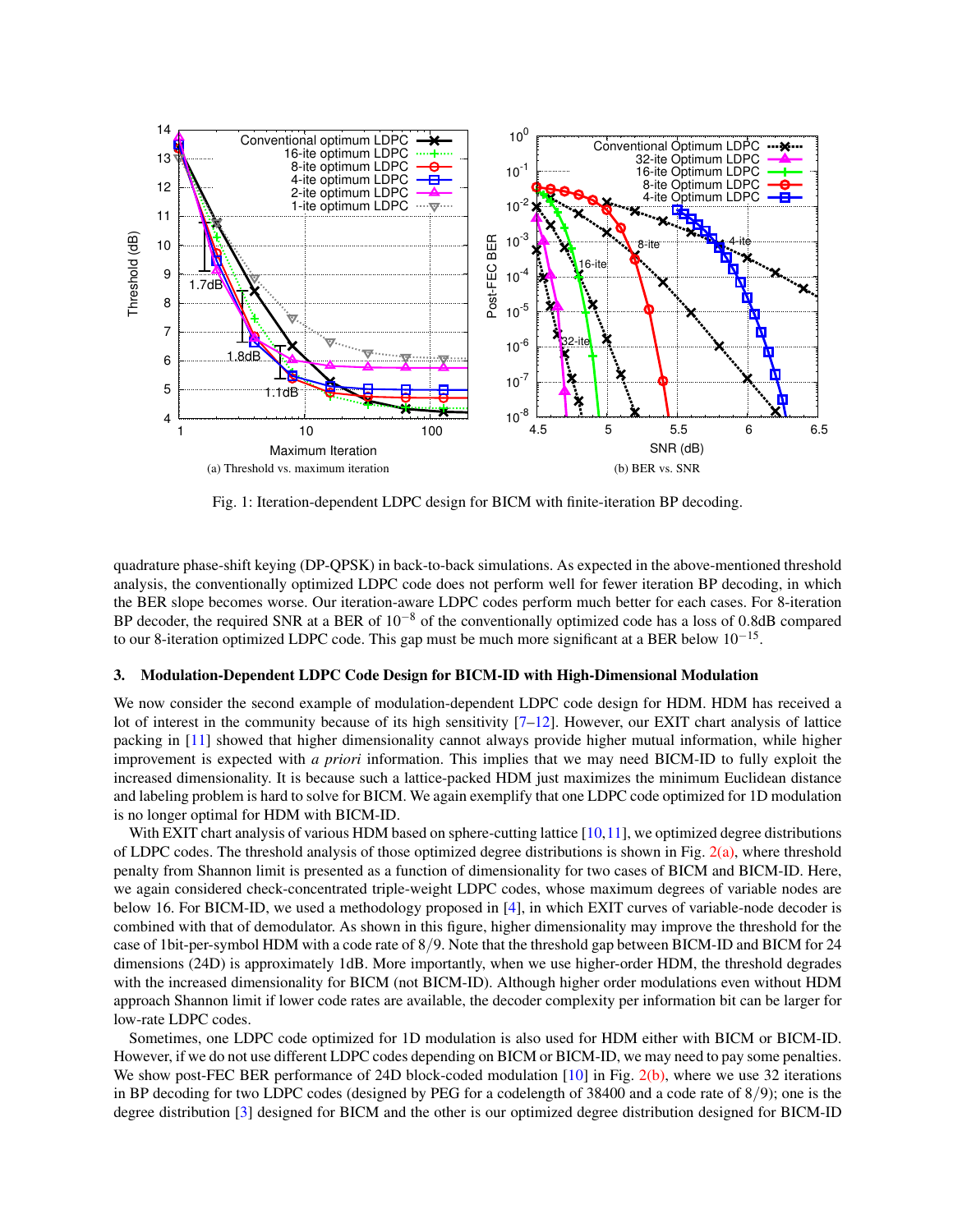Conventional optimum LDPC
16-ite optimum LDPC
8-ite optimum LDPC
4-ite optimum LDPC
2-ite optimum LDPC
1-ite optimum LDPC

Threshold (dB)

Maximum Iteration

1.7dB
1.8dB
1.1dB

(a) Threshold vs. maximum iteration

Conventional Optimum LDPC
32-ite Optimum LDPC
16-ite Optimum LDPC
8-ite Optimum LDPC
4-ite Optimum LDPC

Post-FEC BER

SNR (dB)

4-ite
8-ite
16-ite
32-ite

(b) BER vs. SNR

Fig. 1: Iteration-dependent LDPC design for BICM with finite-iteration BP decoding.

quadrature phase-shift keying (DP-QPSK) in back-to-back simulations. As expected in the above-mentioned threshold analysis, the conventionally optimized LDPC code does not perform well for fewer iteration BP decoding, in which the BER slope becomes worse. Our iteration-aware LDPC codes perform much better for each cases. For 8-iteration BP decoder, the required SNR at a BER of $10^{-8}$ of the conventionally optimized code has a loss of 0.8dB compared to our 8-iteration optimized LDPC code. This gap must be much more significant at a BER below $10^{-15}$.

### 3. Modulation-Dependent LDPC Code Design for BICM-ID with High-Dimensional Modulation

We now consider the second example of modulation-dependent LDPC code design for HDM. HDM has received a lot of interest in the community because of its high sensitivity [7–12]. However, our EXIT chart analysis of lattice packing in [11] showed that higher dimensionality cannot always provide higher mutual information, while higher improvement is expected with *a priori* information. This implies that we may need BICM-ID to fully exploit the increased dimensionality. It is because such a lattice-packed HDM just maximizes the minimum Euclidean distance and labeling problem is hard to solve for BICM. We again exemplify that one LDPC code optimized for 1D modulation is no longer optimal for HDM with BICM-ID.

With EXIT chart analysis of various HDM based on sphere-cutting lattice [10,11], we optimized degree distributions of LDPC codes. The threshold analysis of those optimized degree distributions is shown in Fig. 2(a), where threshold penalty from Shannon limit is presented as a function of dimensionality for two cases of BICM and BICM-ID. Here, we again considered check-concentrated triple-weight LDPC codes, whose maximum degrees of variable nodes are below 16. For BICM-ID, we used a methodology proposed in [4], in which EXIT curves of variable-node decoder is combined with that of demodulator. As shown in this figure, higher dimensionality may improve the threshold for the case of 1bit-per-symbol HDM with a code rate of $8/9$. Note that the threshold gap between BICM-ID and BICM for 24 dimensions (24D) is approximately 1dB. More importantly, when we use higher-order HDM, the threshold degrades with the increased dimensionality for BICM (not BICM-ID). Although higher order modulations even without HDM approach Shannon limit if lower code rates are available, the decoder complexity per information bit can be larger for low-rate LDPC codes.

Sometimes, one LDPC code optimized for 1D modulation is also used for HDM either with BICM or BICM-ID. However, if we do not use different LDPC codes depending on BICM or BICM-ID, we may need to pay some penalties. We show post-FEC BER performance of 24D block-coded modulation [10] in Fig. 2(b), where we use 32 iterations in BP decoding for two LDPC codes (designed by PEG for a codelength of 38400 and a code rate of $8/9$); one is the degree distribution [3] designed for BICM and the other is our optimized degree distribution designed for BICM-ID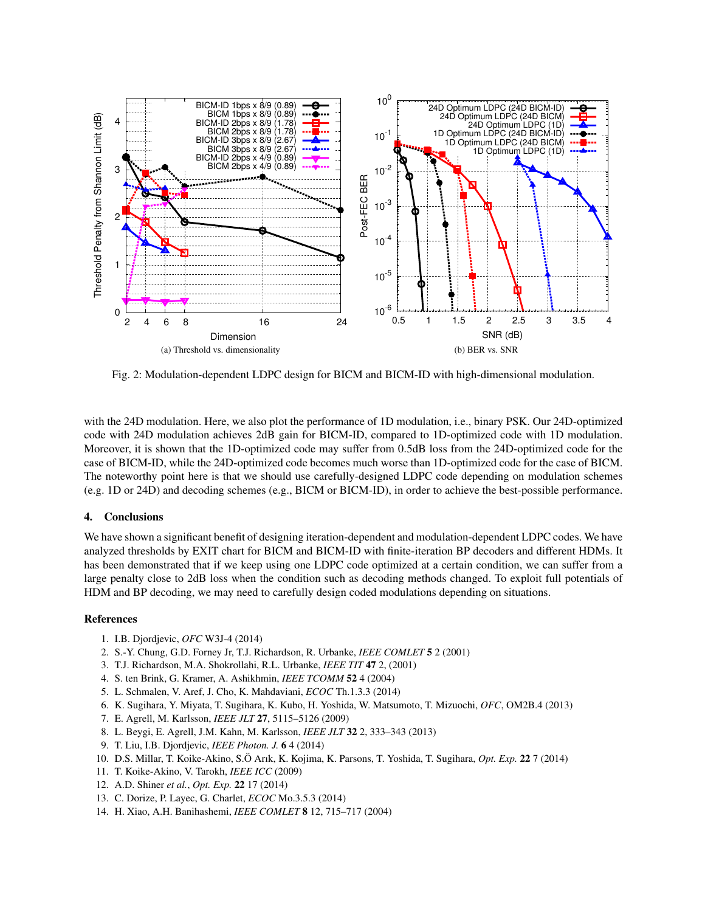Threshold Penalty from Shannon Limit (dB)

BICM-ID 1bps x 8/9 (0.89)
BICM 1bps x 8/9 (0.89)
BICM-ID 2bps x 8/9 (1.78)
BICM 2bps x 8/9 (1.78)
BICM-ID 3bps x 8/9 (2.67)
BICM 3bps x 8/9 (2.67)
BICM-ID 2bps x 4/9 (0.89)
BICM 2bps x 4/9 (0.89)

0 1 2 3 4

2 4 6 8 16 24

Dimension

(a) Threshold vs. dimensionality

Post-FEC BER

24D Optimum LDPC (24D BICM-ID)
24D Optimum LDPC (24D BICM)
24D Optimum LDPC (1D)
1D Optimum LDPC (24D BICM-ID)
1D Optimum LDPC (24D BICM)
1D Optimum LDPC (1D)

$10^{0}$ $10^{-1}$ $10^{-2}$ $10^{-3}$ $10^{-4}$ $10^{-5}$ $10^{-6}$

0.5 1 1.5 2 2.5 3 3.5 4

SNR (dB)

(b) BER vs. SNR

Fig. 2: Modulation-dependent LDPC design for BICM and BICM-ID with high-dimensional modulation.

with the 24D modulation. Here, we also plot the performance of 1D modulation, i.e., binary PSK. Our 24D-optimized code with 24D modulation achieves 2dB gain for BICM-ID, compared to 1D-optimized code with 1D modulation. Moreover, it is shown that the 1D-optimized code may suffer from 0.5dB loss from the 24D-optimized code for the case of BICM-ID, while the 24D-optimized code becomes much worse than 1D-optimized code for the case of BICM. The noteworthy point here is that we should use carefully-designed LDPC code depending on modulation schemes (e.g. 1D or 24D) and decoding schemes (e.g., BICM or BICM-ID), in order to achieve the best-possible performance.

## 4. Conclusions

We have shown a significant benefit of designing iteration-dependent and modulation-dependent LDPC codes. We have analyzed thresholds by EXIT chart for BICM and BICM-ID with finite-iteration BP decoders and different HDMs. It has been demonstrated that if we keep using one LDPC code optimized at a certain condition, we can suffer from a large penalty close to 2dB loss when the condition such as decoding methods changed. To exploit full potentials of HDM and BP decoding, we may need to carefully design coded modulations depending on situations.

## References

1. I.B. Djordjevic, *OFC* W3J-4 (2014)
2. S.-Y. Chung, G.D. Forney Jr, T.J. Richardson, R. Urbanke, *IEEE COMLET* **5** 2 (2001)
3. T.J. Richardson, M.A. Shokrollahi, R.L. Urbanke, *IEEE TIT* **47** 2, (2001)
4. S. ten Brink, G. Kramer, A. Ashikhmin, *IEEE TCOMM* **52** 4 (2004)
5. L. Schmalen, V. Aref, J. Cho, K. Mahdaviani, *ECOC* Th.1.3.3 (2014)
6. K. Sugihara, Y. Miyata, T. Sugihara, K. Kubo, H. Yoshida, W. Matsumoto, T. Mizuochi, *OFC*, OM2B.4 (2013)
7. E. Agrell, M. Karlsson, *IEEE JLT* **27**, 5115–5126 (2009)
8. L. Beygi, E. Agrell, J.M. Kahn, M. Karlsson, *IEEE JLT* **32** 2, 333–343 (2013)
9. T. Liu, I.B. Djordjevic, *IEEE Photon. J.* **6** 4 (2014)
10. D.S. Millar, T. Koike-Akino, S.Ö Arık, K. Kojima, K. Parsons, T. Yoshida, T. Sugihara, *Opt. Exp.* **22** 7 (2014)
11. T. Koike-Akino, V. Tarokh, *IEEE ICC* (2009)
12. A.D. Shiner *et al.*, *Opt. Exp.* **22** 17 (2014)
13. C. Dorize, P. Layec, G. Charlet, *ECOC* Mo.3.5.3 (2014)
14. H. Xiao, A.H. Banihashemi, *IEEE COMLET* **8** 12, 715–717 (2004)